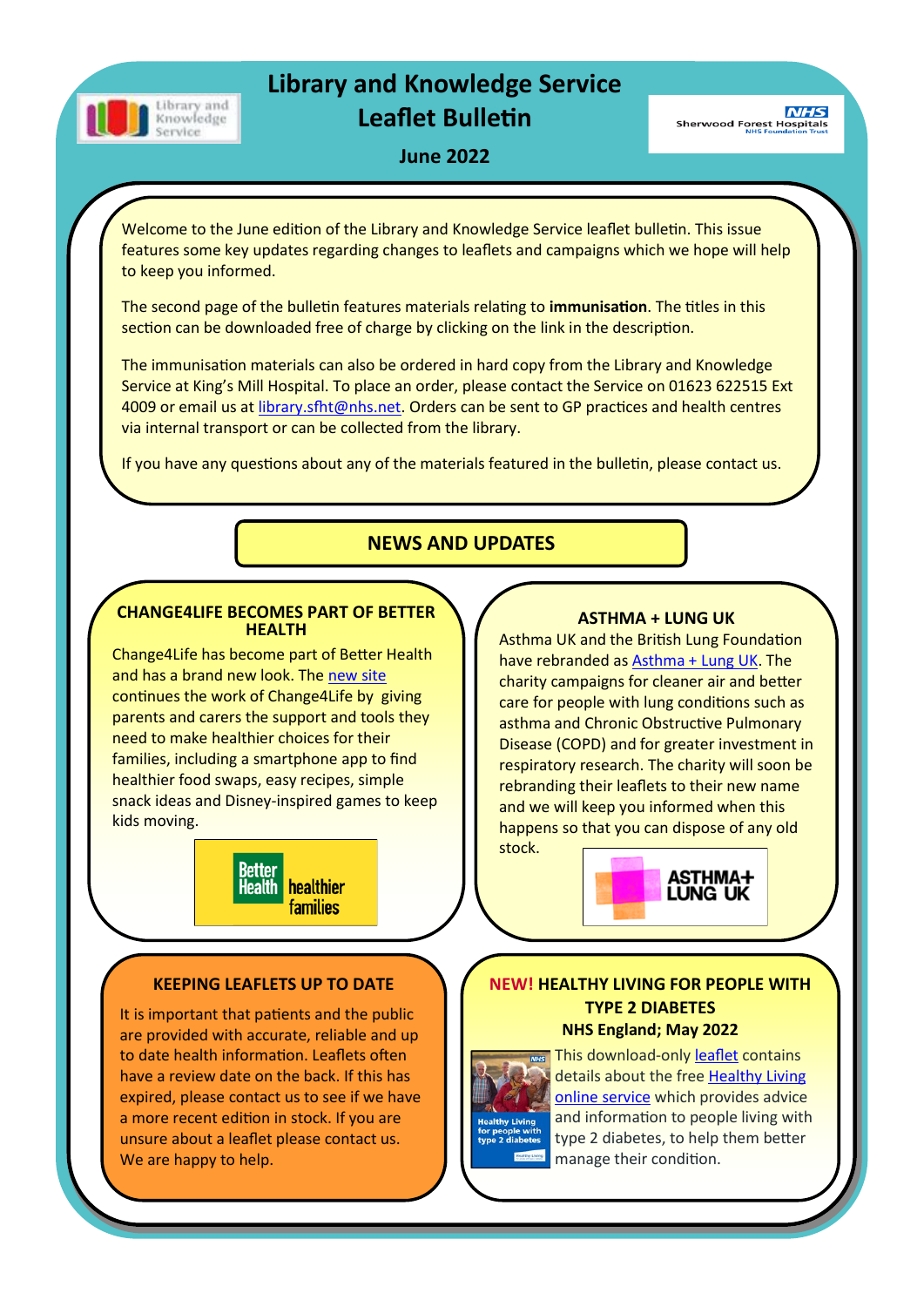# Library and Knowledge Service Leaflet Bulletin

**June 2022**

Welcome to the June edition of the Library and Knowledge Service leaflet bulletin. This issue features some key updates regarding changes to leaflets and campaigns which we hope will help to keep you informed.

The second page of the bulletin features materials relating to **immunisation**. The titles in this section can be downloaded free of charge by clicking on the link in the description.

The immunisation materials can also be ordered in hard copy from the Library and Knowledge Service at King's Mill Hospital. To place an order, please contact the Service on 01623 622515 Ext 4009 or email us at library.sfht@nhs.net. Orders can be sent to GP practices and health centres via internal transport or can be collected from the library.

If you have any questions about any of the materials featured in the bulletin, please contact us.

## NEWS AND UPDATES

### CHANGE4LIFE BECOMES PART OF BETTER HEALTH

Change4Life has become part of Better Health and has a brand new look. The new site continues the work of Change4Life by giving parents and carers the support and tools they need to make healthier choices for their families, including a smartphone app to find healthier food swaps, easy recipes, simple snack ideas and Disney-inspired games to keep kids moving.

### ASTHMA + LUNG UK

Asthma UK and the British Lung Foundation have rebranded as Asthma + Lung UK. The charity campaigns for cleaner air and better care for people with lung conditions such as asthma and Chronic Obstructive Pulmonary Disease (COPD) and for greater investment in respiratory research. The charity will soon be rebranding their leaflets to their new name and we will keep you informed when this happens so that you can dispose of any old stock.

### KEEPING LEAFLETS UP TO DATE

It is important that patients and the public are provided with accurate, reliable and up to date health information. Leaflets often have a review date on the back. If this has expired, please contact us to see if we have a more recent edition in stock. If you are unsure about a leaflet please contact us. We are happy to help.

### NEW! HEALTHY LIVING FOR PEOPLE WITH TYPE 2 DIABETES

**NHS England; May 2022**

This download-only leaflet contains details about the free Healthy Living online service which provides advice and information to people living with type 2 diabetes, to help them better manage their condition.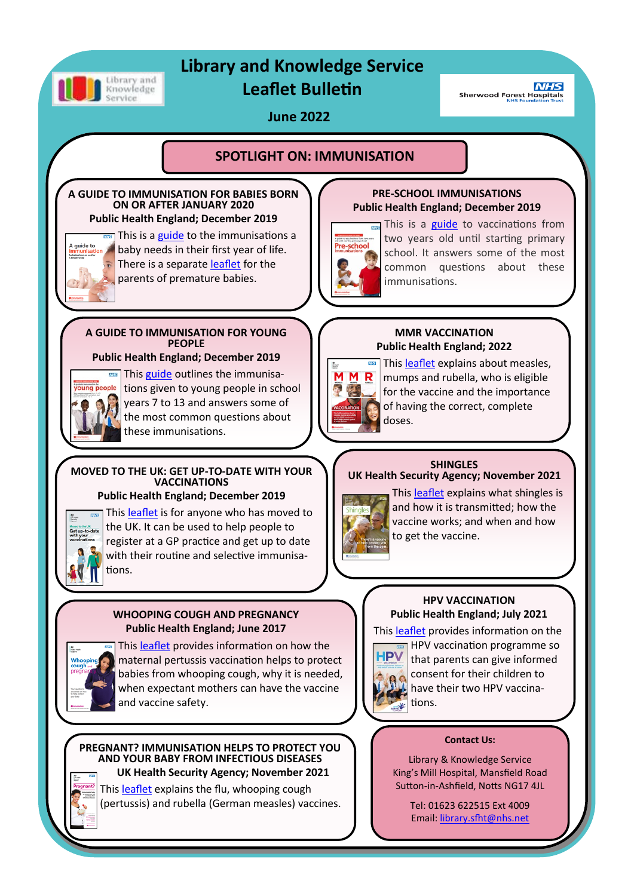# Library and Knowledge Service Leaflet Bulletin

**June 2022**

## SPOTLIGHT ON: IMMUNISATION

### A GUIDE TO IMMUNISATION FOR BABIES BORN ON OR AFTER JANUARY 2020

**Public Health England; December 2019**

This is a guide to the immunisations a baby needs in their first year of life. There is a separate leaflet for the parents of premature babies.

### PRE-SCHOOL IMMUNISATIONS

**Public Health England; December 2019**

This is a guide to vaccinations from two years old until starting primary school. It answers some of the most common questions about these immunisations.

### A GUIDE TO IMMUNISATION FOR YOUNG PEOPLE

**Public Health England; December 2019**

This guide outlines the immunisations given to young people in school years 7 to 13 and answers some of the most common questions about these immunisations.

### MMR VACCINATION

**Public Health England; 2022**

This leaflet explains about measles, mumps and rubella, who is eligible for the vaccine and the importance of having the correct, complete doses.

### MOVED TO THE UK: GET UP-TO-DATE WITH YOUR VACCINATIONS

**Public Health England; December 2019**

This leaflet is for anyone who has moved to the UK. It can be used to help people to register at a GP practice and get up to date with their routine and selective immunisations.

### SHINGLES

**UK Health Security Agency; November 2021**

This leaflet explains what shingles is and how it is transmitted; how the vaccine works; and when and how to get the vaccine.

### WHOOPING COUGH AND PREGNANCY

**Public Health England; June 2017**

This leaflet provides information on how the maternal pertussis vaccination helps to protect babies from whooping cough, why it is needed, when expectant mothers can have the vaccine and vaccine safety.

### HPV VACCINATION

**Public Health England; July 2021**

This leaflet provides information on the HPV vaccination programme so that parents can give informed consent for their children to have their two HPV vaccinations.

### PREGNANT? IMMUNISATION HELPS TO PROTECT YOU AND YOUR BABY FROM INFECTIOUS DISEASES

**UK Health Security Agency; November 2021**

This leaflet explains the flu, whooping cough (pertussis) and rubella (German measles) vaccines.

### Contact Us:

Library & Knowledge Service
King's Mill Hospital, Mansfield Road
Sutton-in-Ashfield, Notts NG17 4JL

Tel: 01623 622515 Ext 4009
Email: library.sfht@nhs.net